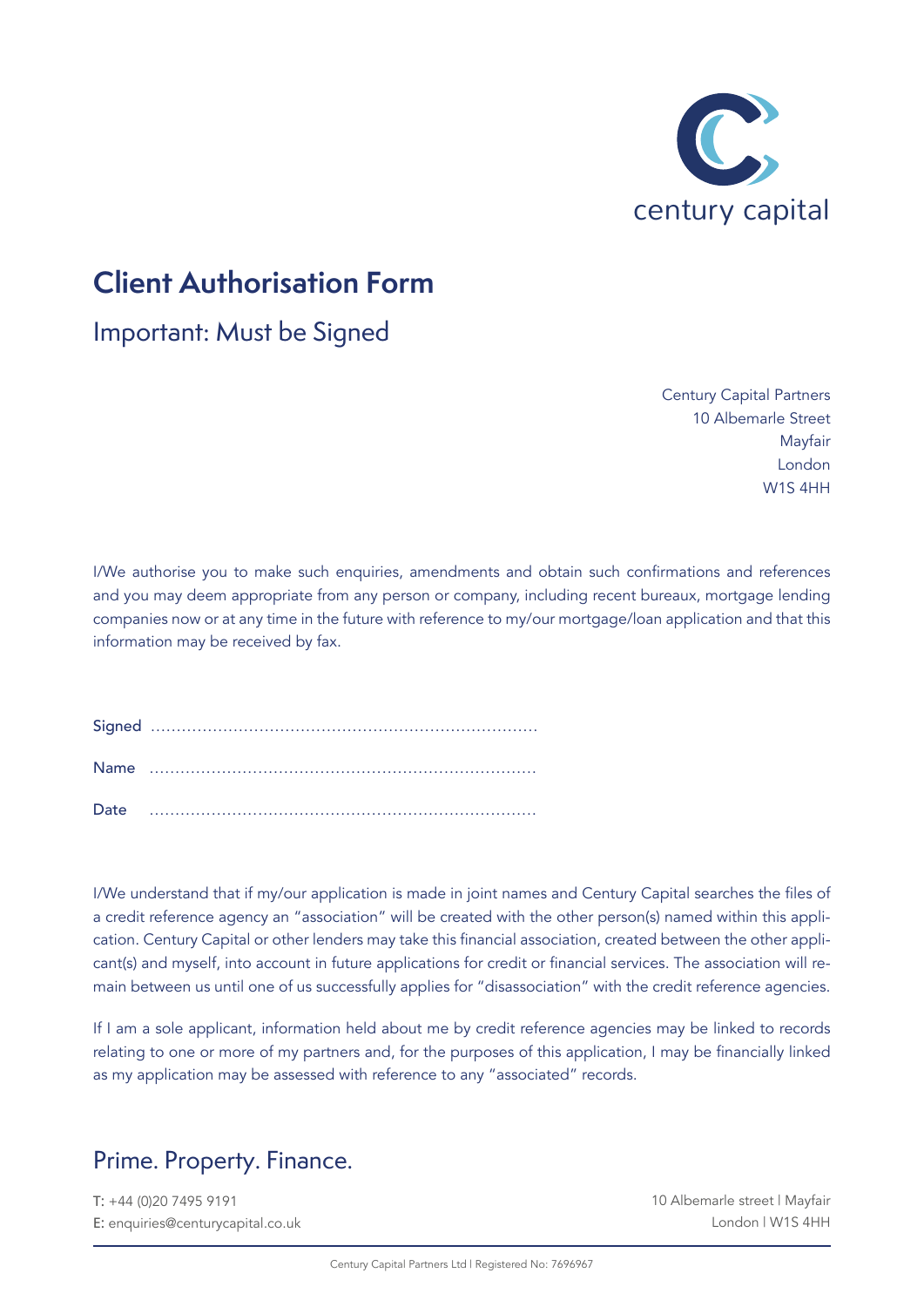century capital

# Client Authorisation Form

## Important: Must be Signed

Century Capital Partners
10 Albemarle Street
Mayfair
London
W1S 4HH

I/We authorise you to make such enquiries, amendments and obtain such confirmations and references and you may deem appropriate from any person or company, including recent bureaux, mortgage lending companies now or at any time in the future with reference to my/our mortgage/loan application and that this information may be received by fax.

Signed ..........................................................................

Name ..........................................................................

Date ..........................................................................

I/We understand that if my/our application is made in joint names and Century Capital searches the files of a credit reference agency an "association" will be created with the other person(s) named within this application. Century Capital or other lenders may take this financial association, created between the other applicant(s) and myself, into account in future applications for credit or financial services. The association will remain between us until one of us successfully applies for "disassociation" with the credit reference agencies.

If I am a sole applicant, information held about me by credit reference agencies may be linked to records relating to one or more of my partners and, for the purposes of this application, I may be financially linked as my application may be assessed with reference to any "associated" records.

## Prime. Property. Finance.

T: +44 (0)20 7495 9191
E: enquiries@centurycapital.co.uk

10 Albemarle street | Mayfair
London | W1S 4HH

Century Capital Partners Ltd | Registered No: 7696967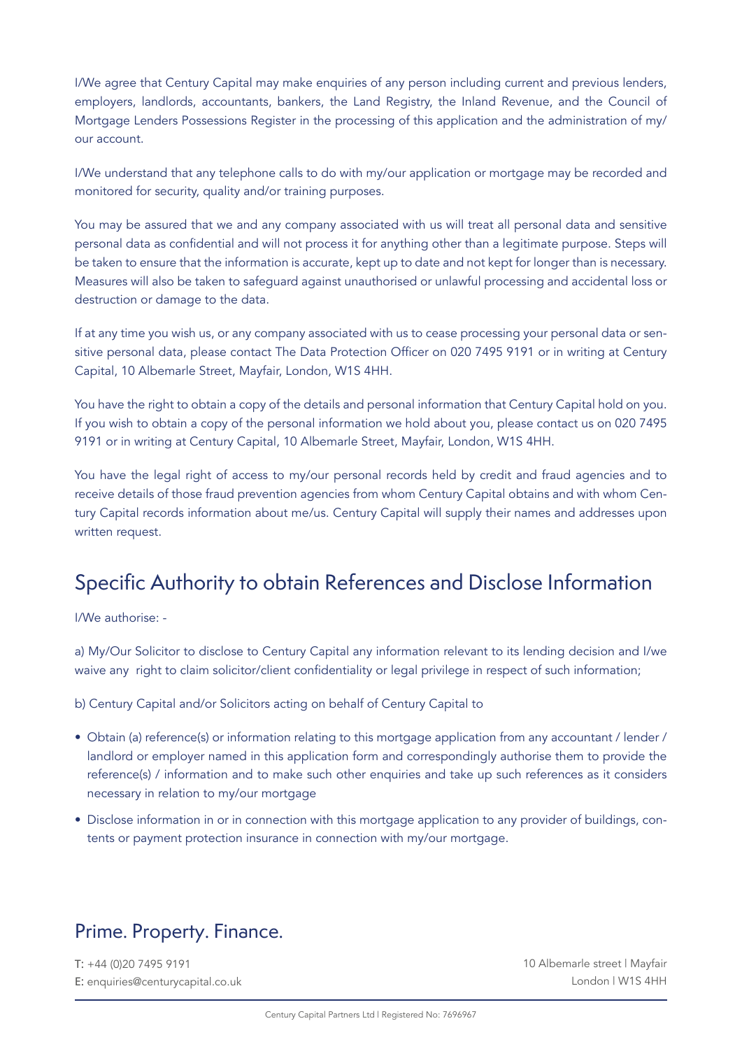I/We agree that Century Capital may make enquiries of any person including current and previous lenders, employers, landlords, accountants, bankers, the Land Registry, the Inland Revenue, and the Council of Mortgage Lenders Possessions Register in the processing of this application and the administration of my/our account.

I/We understand that any telephone calls to do with my/our application or mortgage may be recorded and monitored for security, quality and/or training purposes.

You may be assured that we and any company associated with us will treat all personal data and sensitive personal data as confidential and will not process it for anything other than a legitimate purpose. Steps will be taken to ensure that the information is accurate, kept up to date and not kept for longer than is necessary. Measures will also be taken to safeguard against unauthorised or unlawful processing and accidental loss or destruction or damage to the data.

If at any time you wish us, or any company associated with us to cease processing your personal data or sensitive personal data, please contact The Data Protection Officer on 020 7495 9191 or in writing at Century Capital, 10 Albemarle Street, Mayfair, London, W1S 4HH.

You have the right to obtain a copy of the details and personal information that Century Capital hold on you. If you wish to obtain a copy of the personal information we hold about you, please contact us on 020 7495 9191 or in writing at Century Capital, 10 Albemarle Street, Mayfair, London, W1S 4HH.

You have the legal right of access to my/our personal records held by credit and fraud agencies and to receive details of those fraud prevention agencies from whom Century Capital obtains and with whom Century Capital records information about me/us. Century Capital will supply their names and addresses upon written request.

## Specific Authority to obtain References and Disclose Information

I/We authorise: -

a) My/Our Solicitor to disclose to Century Capital any information relevant to its lending decision and I/we waive any right to claim solicitor/client confidentiality or legal privilege in respect of such information;

b) Century Capital and/or Solicitors acting on behalf of Century Capital to

- Obtain (a) reference(s) or information relating to this mortgage application from any accountant / lender / landlord or employer named in this application form and correspondingly authorise them to provide the reference(s) / information and to make such other enquiries and take up such references as it considers necessary in relation to my/our mortgage
- Disclose information in or in connection with this mortgage application to any provider of buildings, contents or payment protection insurance in connection with my/our mortgage.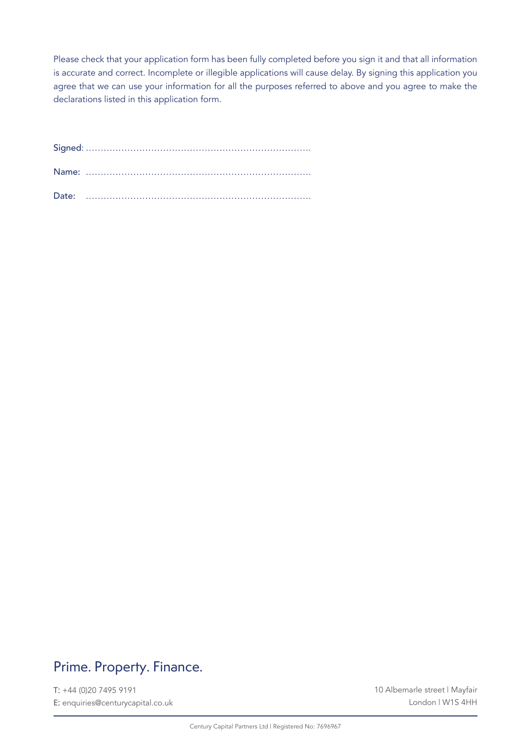Please check that your application form has been fully completed before you sign it and that all information is accurate and correct. Incomplete or illegible applications will cause delay. By signing this application you agree that we can use your information for all the purposes referred to above and you agree to make the declarations listed in this application form.

Signed: ………………………………………………………………….

Name: ………………………………………………………………….

Date: ………………………………………………………………….

## Prime. Property. Finance.

T: +44 (0)20 7495 9191
E: enquiries@centurycapital.co.uk

10 Albemarle street | Mayfair
London | W1S 4HH

Century Capital Partners Ltd | Registered No: 7696967